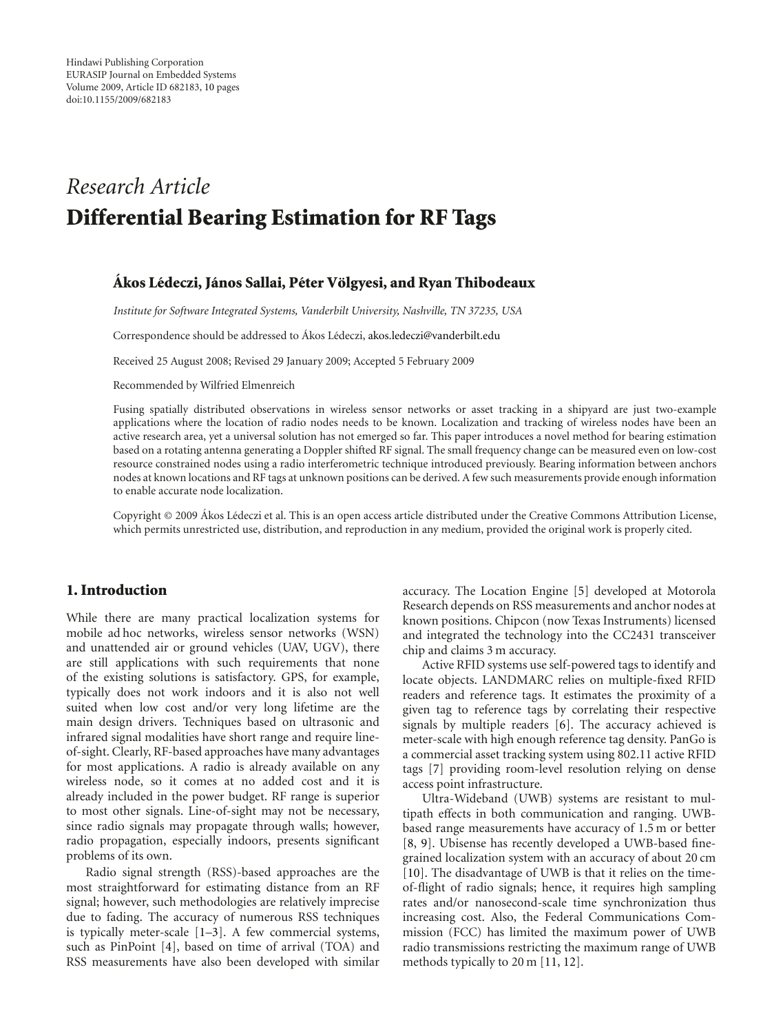Hindawi Publishing Corporation
EURASIP Journal on Embedded Systems
Volume 2009, Article ID 682183, 10 pages
doi:10.1155/2009/682183

*Research Article*

# Differential Bearing Estimation for RF Tags

**Ákos Lédeczi, János Sallai, Péter Völgyesi, and Ryan Thibodeaux**

*Institute for Software Integrated Systems, Vanderbilt University, Nashville, TN 37235, USA*

Correspondence should be addressed to Ákos Lédeczi, akos.ledeczi@vanderbilt.edu

Received 25 August 2008; Revised 29 January 2009; Accepted 5 February 2009

Recommended by Wilfried Elmenreich

Fusing spatially distributed observations in wireless sensor networks or asset tracking in a shipyard are just two-example applications where the location of radio nodes needs to be known. Localization and tracking of wireless nodes have been an active research area, yet a universal solution has not emerged so far. This paper introduces a novel method for bearing estimation based on a rotating antenna generating a Doppler shifted RF signal. The small frequency change can be measured even on low-cost resource constrained nodes using a radio interferometric technique introduced previously. Bearing information between anchors nodes at known locations and RF tags at unknown positions can be derived. A few such measurements provide enough information to enable accurate node localization.

Copyright © 2009 Ákos Lédeczi et al. This is an open access article distributed under the Creative Commons Attribution License, which permits unrestricted use, distribution, and reproduction in any medium, provided the original work is properly cited.

## 1. Introduction

While there are many practical localization systems for mobile ad hoc networks, wireless sensor networks (WSN) and unattended air or ground vehicles (UAV, UGV), there are still applications with such requirements that none of the existing solutions is satisfactory. GPS, for example, typically does not work indoors and it is also not well suited when low cost and/or very long lifetime are the main design drivers. Techniques based on ultrasonic and infrared signal modalities have short range and require line-of-sight. Clearly, RF-based approaches have many advantages for most applications. A radio is already available on any wireless node, so it comes at no added cost and it is already included in the power budget. RF range is superior to most other signals. Line-of-sight may not be necessary, since radio signals may propagate through walls; however, radio propagation, especially indoors, presents significant problems of its own.

Radio signal strength (RSS)-based approaches are the most straightforward for estimating distance from an RF signal; however, such methodologies are relatively imprecise due to fading. The accuracy of numerous RSS techniques is typically meter-scale [1–3]. A few commercial systems, such as PinPoint [4], based on time of arrival (TOA) and RSS measurements have also been developed with similar accuracy. The Location Engine [5] developed at Motorola Research depends on RSS measurements and anchor nodes at known positions. Chipcon (now Texas Instruments) licensed and integrated the technology into the CC2431 transceiver chip and claims 3 m accuracy.

Active RFID systems use self-powered tags to identify and locate objects. LANDMARC relies on multiple-fixed RFID readers and reference tags. It estimates the proximity of a given tag to reference tags by correlating their respective signals by multiple readers [6]. The accuracy achieved is meter-scale with high enough reference tag density. PanGo is a commercial asset tracking system using 802.11 active RFID tags [7] providing room-level resolution relying on dense access point infrastructure.

Ultra-Wideband (UWB) systems are resistant to multipath effects in both communication and ranging. UWB-based range measurements have accuracy of 1.5 m or better [8, 9]. Ubisense has recently developed a UWB-based fine-grained localization system with an accuracy of about 20 cm [10]. The disadvantage of UWB is that it relies on the time-of-flight of radio signals; hence, it requires high sampling rates and/or nanosecond-scale time synchronization thus increasing cost. Also, the Federal Communications Commission (FCC) has limited the maximum power of UWB radio transmissions restricting the maximum range of UWB methods typically to 20 m [11, 12].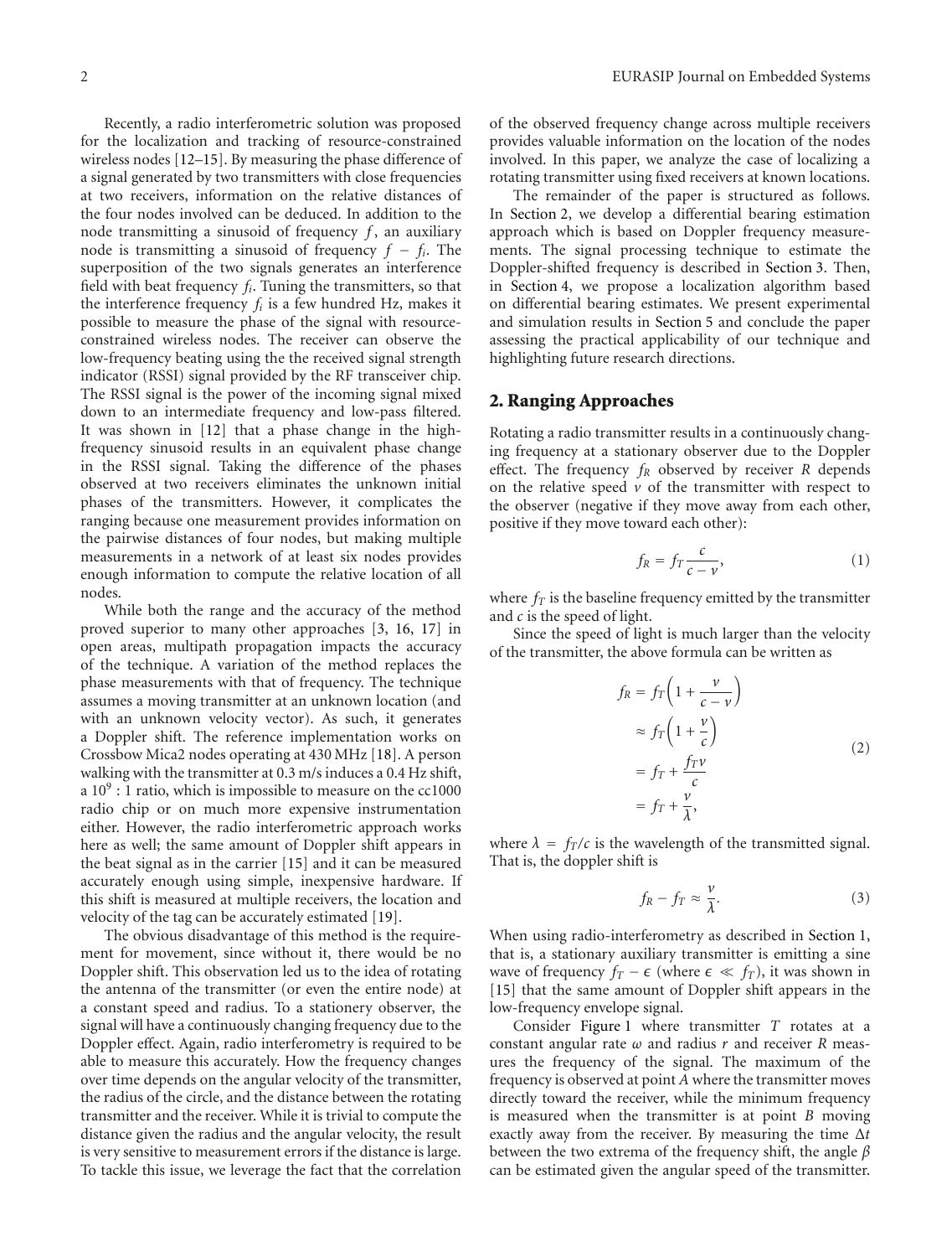Recently, a radio interferometric solution was proposed for the localization and tracking of resource-constrained wireless nodes [12–15]. By measuring the phase difference of a signal generated by two transmitters with close frequencies at two receivers, information on the relative distances of the four nodes involved can be deduced. In addition to the node transmitting a sinusoid of frequency $f$, an auxiliary node is transmitting a sinusoid of frequency $f - f_i$. The superposition of the two signals generates an interference field with beat frequency $f_i$. Tuning the transmitters, so that the interference frequency $f_i$ is a few hundred Hz, makes it possible to measure the phase of the signal with resource-constrained wireless nodes. The receiver can observe the low-frequency beating using the the received signal strength indicator (RSSI) signal provided by the RF transceiver chip. The RSSI signal is the power of the incoming signal mixed down to an intermediate frequency and low-pass filtered. It was shown in [12] that a phase change in the high-frequency sinusoid results in an equivalent phase change in the RSSI signal. Taking the difference of the phases observed at two receivers eliminates the unknown initial phases of the transmitters. However, it complicates the ranging because one measurement provides information on the pairwise distances of four nodes, but making multiple measurements in a network of at least six nodes provides enough information to compute the relative location of all nodes.

While both the range and the accuracy of the method proved superior to many other approaches [3, 16, 17] in open areas, multipath propagation impacts the accuracy of the technique. A variation of the method replaces the phase measurements with that of frequency. The technique assumes a moving transmitter at an unknown location (and with an unknown velocity vector). As such, it generates a Doppler shift. The reference implementation works on Crossbow Mica2 nodes operating at 430 MHz [18]. A person walking with the transmitter at 0.3 m/s induces a 0.4 Hz shift, a $10^9 : 1$ ratio, which is impossible to measure on the cc1000 radio chip or on much more expensive instrumentation either. However, the radio interferometric approach works here as well; the same amount of Doppler shift appears in the beat signal as in the carrier [15] and it can be measured accurately enough using simple, inexpensive hardware. If this shift is measured at multiple receivers, the location and velocity of the tag can be accurately estimated [19].

The obvious disadvantage of this method is the requirement for movement, since without it, there would be no Doppler shift. This observation led us to the idea of rotating the antenna of the transmitter (or even the entire node) at a constant speed and radius. To a stationery observer, the signal will have a continuously changing frequency due to the Doppler effect. Again, radio interferometry is required to be able to measure this accurately. How the frequency changes over time depends on the angular velocity of the transmitter, the radius of the circle, and the distance between the rotating transmitter and the receiver. While it is trivial to compute the distance given the radius and the angular velocity, the result is very sensitive to measurement errors if the distance is large. To tackle this issue, we leverage the fact that the correlation of the observed frequency change across multiple receivers provides valuable information on the location of the nodes involved. In this paper, we analyze the case of localizing a rotating transmitter using fixed receivers at known locations.

The remainder of the paper is structured as follows. In Section 2, we develop a differential bearing estimation approach which is based on Doppler frequency measurements. The signal processing technique to estimate the Doppler-shifted frequency is described in Section 3. Then, in Section 4, we propose a localization algorithm based on differential bearing estimates. We present experimental and simulation results in Section 5 and conclude the paper assessing the practical applicability of our technique and highlighting future research directions.

## 2. Ranging Approaches

Rotating a radio transmitter results in a continuously changing frequency at a stationary observer due to the Doppler effect. The frequency $f_R$ observed by receiver $R$ depends on the relative speed $v$ of the transmitter with respect to the observer (negative if they move away from each other, positive if they move toward each other):

$$f_R = f_T \frac{c}{c - v}, \tag{1}$$

where $f_T$ is the baseline frequency emitted by the transmitter and $c$ is the speed of light.

Since the speed of light is much larger than the velocity of the transmitter, the above formula can be written as

$$\begin{aligned} f_R &= f_T\left(1 + \frac{v}{c - v}\right) \\ &\approx f_T\left(1 + \frac{v}{c}\right) \\ &= f_T + \frac{f_T v}{c} \\ &= f_T + \frac{v}{\lambda}, \end{aligned} \tag{2}$$

where $\lambda = f_T/c$ is the wavelength of the transmitted signal. That is, the doppler shift is

$$f_R - f_T \approx \frac{v}{\lambda}. \tag{3}$$

When using radio-interferometry as described in Section 1, that is, a stationary auxiliary transmitter is emitting a sine wave of frequency $f_T - \epsilon$ (where $\epsilon \ll f_T$), it was shown in [15] that the same amount of Doppler shift appears in the low-frequency envelope signal.

Consider Figure 1 where transmitter $T$ rotates at a constant angular rate $\omega$ and radius $r$ and receiver $R$ measures the frequency of the signal. The maximum of the frequency is observed at point $A$ where the transmitter moves directly toward the receiver, while the minimum frequency is measured when the transmitter is at point $B$ moving exactly away from the receiver. By measuring the time $\Delta t$ between the two extrema of the frequency shift, the angle $\beta$ can be estimated given the angular speed of the transmitter.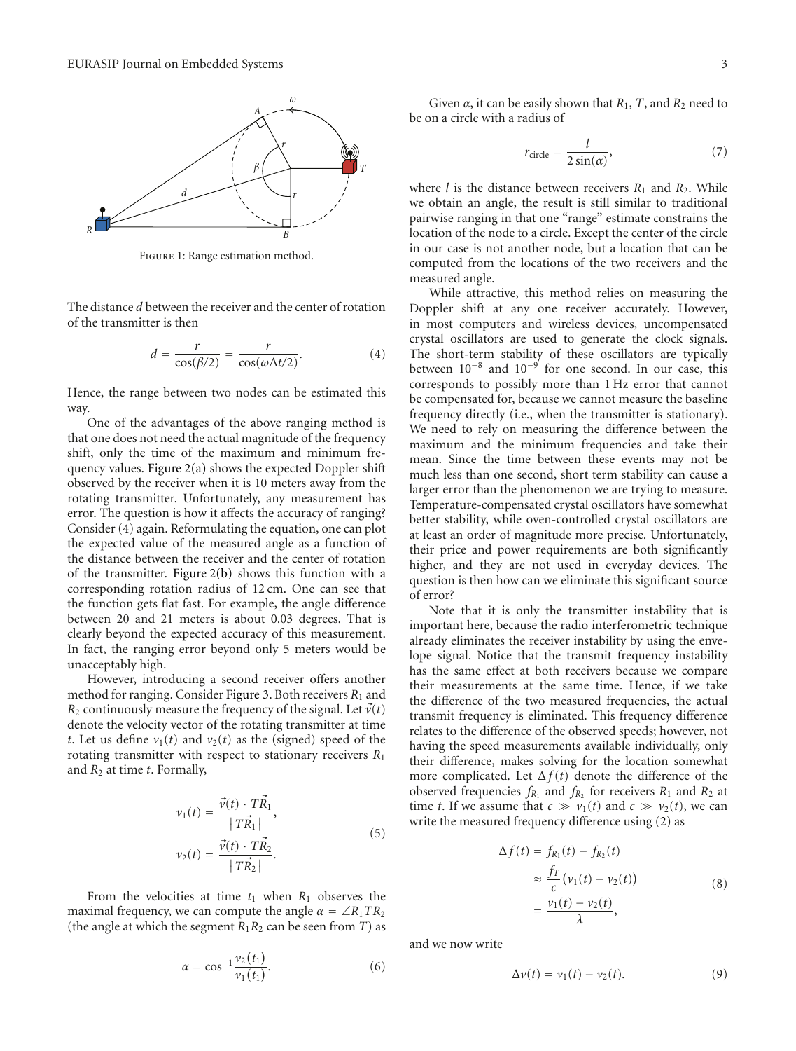A
ω
r
β
T
d
r
R
B

Figure 1: Range estimation method.

The distance $d$ between the receiver and the center of rotation of the transmitter is then

$$d = \frac{r}{\cos(\beta/2)} = \frac{r}{\cos(\omega\Delta t/2)}. \tag{4}$$

Hence, the range between two nodes can be estimated this way.

One of the advantages of the above ranging method is that one does not need the actual magnitude of the frequency shift, only the time of the maximum and minimum frequency values. Figure 2(a) shows the expected Doppler shift observed by the receiver when it is 10 meters away from the rotating transmitter. Unfortunately, any measurement has error. The question is how it affects the accuracy of ranging? Consider (4) again. Reformulating the equation, one can plot the expected value of the measured angle as a function of the distance between the receiver and the center of rotation of the transmitter. Figure 2(b) shows this function with a corresponding rotation radius of 12 cm. One can see that the function gets flat fast. For example, the angle difference between 20 and 21 meters is about 0.03 degrees. That is clearly beyond the expected accuracy of this measurement. In fact, the ranging error beyond only 5 meters would be unacceptably high.

However, introducing a second receiver offers another method for ranging. Consider Figure 3. Both receivers $R_1$ and $R_2$ continuously measure the frequency of the signal. Let $\vec{v}(t)$ denote the velocity vector of the rotating transmitter at time $t$. Let us define $v_1(t)$ and $v_2(t)$ as the (signed) speed of the rotating transmitter with respect to stationary receivers $R_1$ and $R_2$ at time $t$. Formally,

$$\begin{aligned} v_1(t) &= \frac{\vec{v}(t) \cdot \vec{TR_1}}{|\vec{TR_1}|}, \\ v_2(t) &= \frac{\vec{v}(t) \cdot \vec{TR_2}}{|\vec{TR_2}|}. \end{aligned} \tag{5}$$

From the velocities at time $t_1$ when $R_1$ observes the maximal frequency, we can compute the angle $\alpha = \angle R_1TR_2$ (the angle at which the segment $R_1R_2$ can be seen from $T$) as

$$\alpha = \cos^{-1}\frac{v_2(t_1)}{v_1(t_1)}. \tag{6}$$

Given $\alpha$, it can be easily shown that $R_1$, $T$, and $R_2$ need to be on a circle with a radius of

$$r_{\text{circle}} = \frac{l}{2\sin(\alpha)}, \tag{7}$$

where $l$ is the distance between receivers $R_1$ and $R_2$. While we obtain an angle, the result is still similar to traditional pairwise ranging in that one "range" estimate constrains the location of the node to a circle. Except the center of the circle in our case is not another node, but a location that can be computed from the locations of the two receivers and the measured angle.

While attractive, this method relies on measuring the Doppler shift at any one receiver accurately. However, in most computers and wireless devices, uncompensated crystal oscillators are used to generate the clock signals. The short-term stability of these oscillators are typically between $10^{-8}$ and $10^{-9}$ for one second. In our case, this corresponds to possibly more than 1 Hz error that cannot be compensated for, because we cannot measure the baseline frequency directly (i.e., when the transmitter is stationary). We need to rely on measuring the difference between the maximum and the minimum frequencies and take their mean. Since the time between these events may not be much less than one second, short term stability can cause a larger error than the phenomenon we are trying to measure. Temperature-compensated crystal oscillators have somewhat better stability, while oven-controlled crystal oscillators are at least an order of magnitude more precise. Unfortunately, their price and power requirements are both significantly higher, and they are not used in everyday devices. The question is then how can we eliminate this significant source of error?

Note that it is only the transmitter instability that is important here, because the radio interferometric technique already eliminates the receiver instability by using the envelope signal. Notice that the transmit frequency instability has the same effect at both receivers because we compare their measurements at the same time. Hence, if we take the difference of the two measured frequencies, the actual transmit frequency is eliminated. This frequency difference relates to the difference of the observed speeds; however, not having the speed measurements available individually, only their difference, makes solving for the location somewhat more complicated. Let $\Delta f(t)$ denote the difference of the observed frequencies $f_{R_1}$ and $f_{R_2}$ for receivers $R_1$ and $R_2$ at time $t$. If we assume that $c \gg v_1(t)$ and $c \gg v_2(t)$, we can write the measured frequency difference using (2) as

$$\begin{aligned} \Delta f(t) &= f_{R_1}(t) - f_{R_2}(t) \\ &\approx \frac{f_T}{c}\left(v_1(t) - v_2(t)\right) \\ &= \frac{v_1(t) - v_2(t)}{\lambda}, \end{aligned} \tag{8}$$

and we now write

$$\Delta v(t) = v_1(t) - v_2(t). \tag{9}$$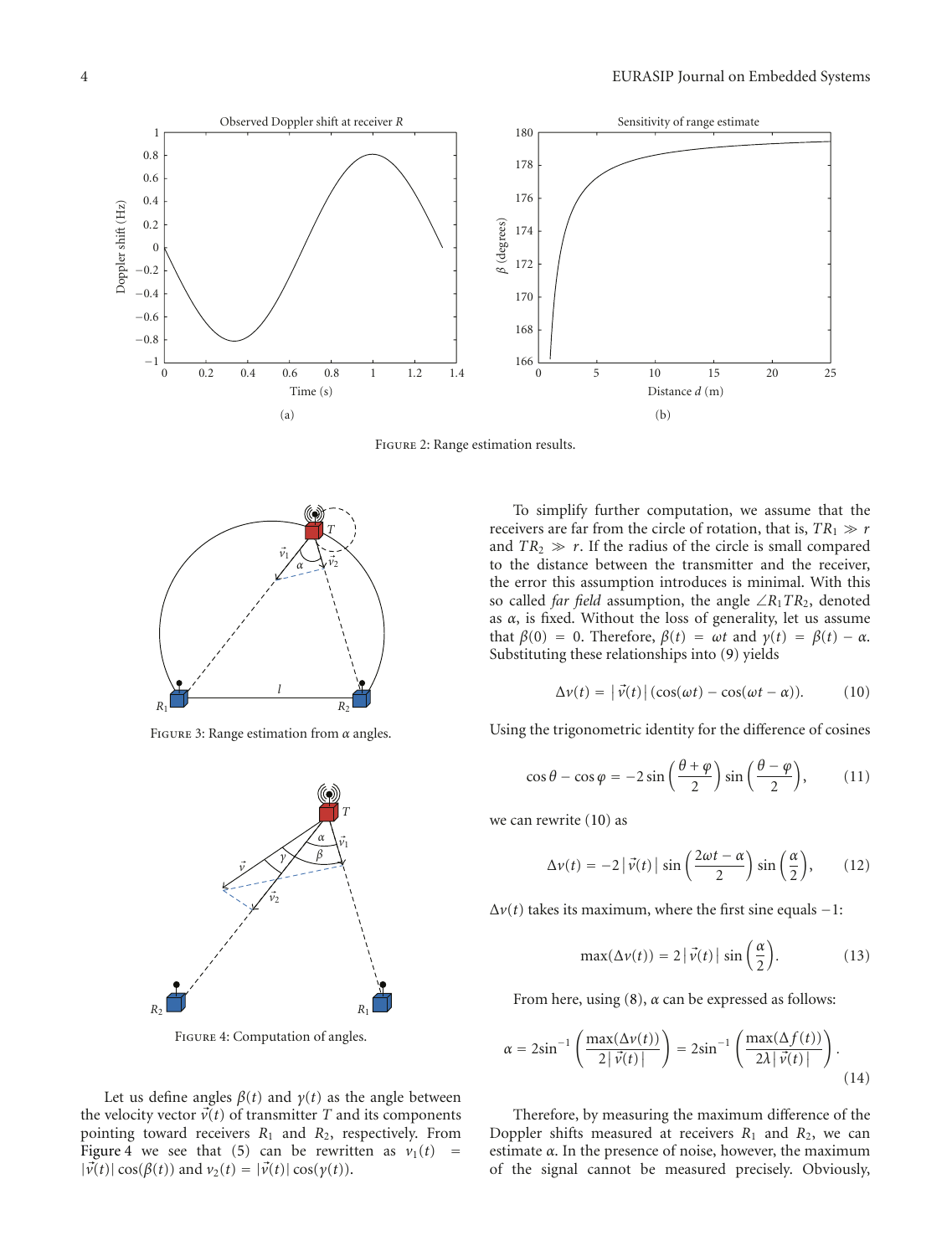Figure 2: Range estimation results.

Figure 3: Range estimation from $\alpha$ angles.

Figure 4: Computation of angles.

Let us define angles $\beta(t)$ and $\gamma(t)$ as the angle between the velocity vector $\vec{v}(t)$ of transmitter $T$ and its components pointing toward receivers $R_1$ and $R_2$, respectively. From Figure 4 we see that (5) can be rewritten as $v_1(t) = |\vec{v}(t)|\cos(\beta(t))$ and $v_2(t) = |\vec{v}(t)|\cos(\gamma(t))$.

To simplify further computation, we assume that the receivers are far from the circle of rotation, that is, $TR_1 \gg r$ and $TR_2 \gg r$. If the radius of the circle is small compared to the distance between the transmitter and the receiver, the error this assumption introduces is minimal. With this so called *far field* assumption, the angle $\angle R_1 T R_2$, denoted as $\alpha$, is fixed. Without the loss of generality, let us assume that $\beta(0) = 0$. Therefore, $\beta(t) = \omega t$ and $\gamma(t) = \beta(t) - \alpha$. Substituting these relationships into (9) yields

$$\Delta v(t) = |\vec{v}(t)|(\cos(\omega t) - \cos(\omega t - \alpha)). \tag{10}$$

Using the trigonometric identity for the difference of cosines

$$\cos\theta - \cos\varphi = -2\sin\left(\frac{\theta+\varphi}{2}\right)\sin\left(\frac{\theta-\varphi}{2}\right), \tag{11}$$

we can rewrite (10) as

$$\Delta v(t) = -2|\vec{v}(t)|\sin\left(\frac{2\omega t - \alpha}{2}\right)\sin\left(\frac{\alpha}{2}\right), \tag{12}$$

$\Delta v(t)$ takes its maximum, where the first sine equals $-1$:

$$\max(\Delta v(t)) = 2|\vec{v}(t)|\sin\left(\frac{\alpha}{2}\right). \tag{13}$$

From here, using (8), $\alpha$ can be expressed as follows:

$$\alpha = 2\sin^{-1}\left(\frac{\max(\Delta v(t))}{2|\vec{v}(t)|}\right) = 2\sin^{-1}\left(\frac{\max(\Delta f(t))}{2\lambda|\vec{v}(t)|}\right). \tag{14}$$

Therefore, by measuring the maximum difference of the Doppler shifts measured at receivers $R_1$ and $R_2$, we can estimate $\alpha$. In the presence of noise, however, the maximum of the signal cannot be measured precisely. Obviously,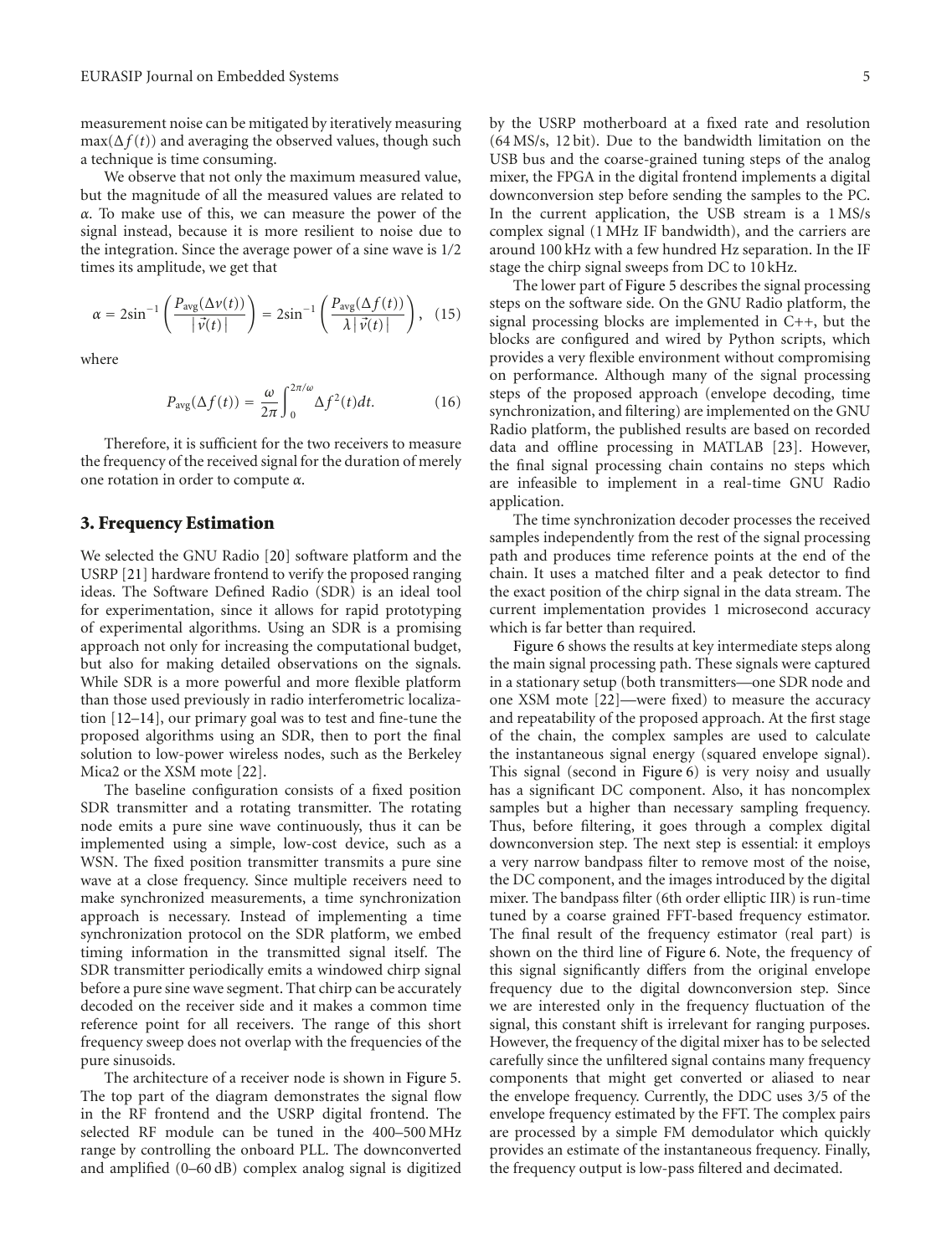measurement noise can be mitigated by iteratively measuring $\max(\Delta f(t))$ and averaging the observed values, though such a technique is time consuming.

We observe that not only the maximum measured value, but the magnitude of all the measured values are related to $\alpha$. To make use of this, we can measure the power of the signal instead, because it is more resilient to noise due to the integration. Since the average power of a sine wave is 1/2 times its amplitude, we get that

$$\alpha = 2\sin^{-1}\left(\frac{P_{\text{avg}}(\Delta v(t))}{|\vec{v}(t)|}\right) = 2\sin^{-1}\left(\frac{P_{\text{avg}}(\Delta f(t))}{\lambda|\vec{v}(t)|}\right), \quad (15)$$

where

$$P_{\text{avg}}(\Delta f(t)) = \frac{\omega}{2\pi}\int_0^{2\pi/\omega} \Delta f^2(t)dt. \quad (16)$$

Therefore, it is sufficient for the two receivers to measure the frequency of the received signal for the duration of merely one rotation in order to compute $\alpha$.

## 3. Frequency Estimation

We selected the GNU Radio [20] software platform and the USRP [21] hardware frontend to verify the proposed ranging ideas. The Software Defined Radio (SDR) is an ideal tool for experimentation, since it allows for rapid prototyping of experimental algorithms. Using an SDR is a promising approach not only for increasing the computational budget, but also for making detailed observations on the signals. While SDR is a more powerful and more flexible platform than those used previously in radio interferometric localization [12–14], our primary goal was to test and fine-tune the proposed algorithms using an SDR, then to port the final solution to low-power wireless nodes, such as the Berkeley Mica2 or the XSM mote [22].

The baseline configuration consists of a fixed position SDR transmitter and a rotating transmitter. The rotating node emits a pure sine wave continuously, thus it can be implemented using a simple, low-cost device, such as a WSN. The fixed position transmitter transmits a pure sine wave at a close frequency. Since multiple receivers need to make synchronized measurements, a time synchronization approach is necessary. Instead of implementing a time synchronization protocol on the SDR platform, we embed timing information in the transmitted signal itself. The SDR transmitter periodically emits a windowed chirp signal before a pure sine wave segment. That chirp can be accurately decoded on the receiver side and it makes a common time reference point for all receivers. The range of this short frequency sweep does not overlap with the frequencies of the pure sinusoids.

The architecture of a receiver node is shown in Figure 5. The top part of the diagram demonstrates the signal flow in the RF frontend and the USRP digital frontend. The selected RF module can be tuned in the 400–500 MHz range by controlling the onboard PLL. The downconverted and amplified (0–60 dB) complex analog signal is digitized by the USRP motherboard at a fixed rate and resolution (64 MS/s, 12 bit). Due to the bandwidth limitation on the USB bus and the coarse-grained tuning steps of the analog mixer, the FPGA in the digital frontend implements a digital downconversion step before sending the samples to the PC. In the current application, the USB stream is a 1 MS/s complex signal (1 MHz IF bandwidth), and the carriers are around 100 kHz with a few hundred Hz separation. In the IF stage the chirp signal sweeps from DC to 10 kHz.

The lower part of Figure 5 describes the signal processing steps on the software side. On the GNU Radio platform, the signal processing blocks are implemented in C++, but the blocks are configured and wired by Python scripts, which provides a very flexible environment without compromising on performance. Although many of the signal processing steps of the proposed approach (envelope decoding, time synchronization, and filtering) are implemented on the GNU Radio platform, the published results are based on recorded data and offline processing in MATLAB [23]. However, the final signal processing chain contains no steps which are infeasible to implement in a real-time GNU Radio application.

The time synchronization decoder processes the received samples independently from the rest of the signal processing path and produces time reference points at the end of the chain. It uses a matched filter and a peak detector to find the exact position of the chirp signal in the data stream. The current implementation provides 1 microsecond accuracy which is far better than required.

Figure 6 shows the results at key intermediate steps along the main signal processing path. These signals were captured in a stationary setup (both transmitters—one SDR node and one XSM mote [22]—were fixed) to measure the accuracy and repeatability of the proposed approach. At the first stage of the chain, the complex samples are used to calculate the instantaneous signal energy (squared envelope signal). This signal (second in Figure 6) is very noisy and usually has a significant DC component. Also, it has noncomplex samples but a higher than necessary sampling frequency. Thus, before filtering, it goes through a complex digital downconversion step. The next step is essential: it employs a very narrow bandpass filter to remove most of the noise, the DC component, and the images introduced by the digital mixer. The bandpass filter (6th order elliptic IIR) is run-time tuned by a coarse grained FFT-based frequency estimator. The final result of the frequency estimator (real part) is shown on the third line of Figure 6. Note, the frequency of this signal significantly differs from the original envelope frequency due to the digital downconversion step. Since we are interested only in the frequency fluctuation of the signal, this constant shift is irrelevant for ranging purposes. However, the frequency of the digital mixer has to be selected carefully since the unfiltered signal contains many frequency components that might get converted or aliased to near the envelope frequency. Currently, the DDC uses 3/5 of the envelope frequency estimated by the FFT. The complex pairs are processed by a simple FM demodulator which quickly provides an estimate of the instantaneous frequency. Finally, the frequency output is low-pass filtered and decimated.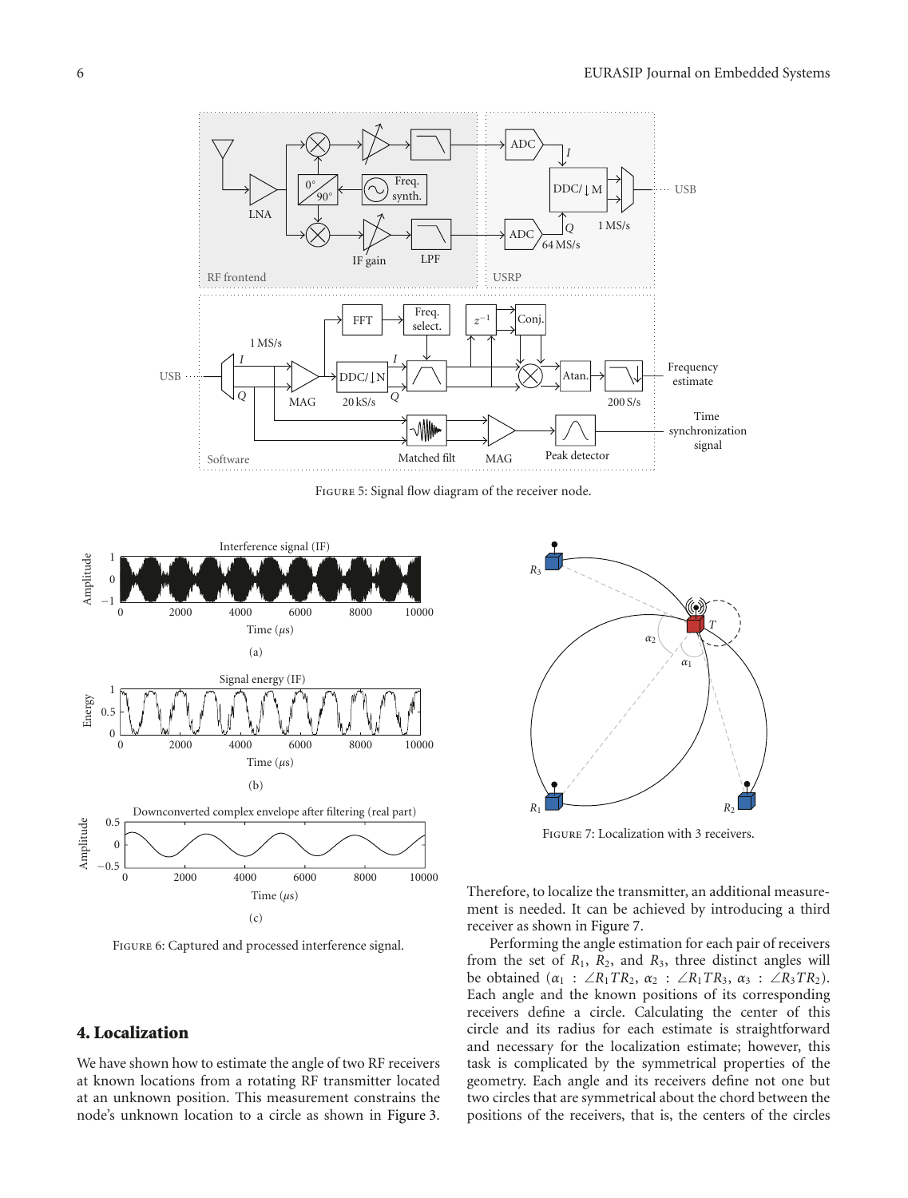Figure 5: Signal flow diagram of the receiver node.

Figure 6: Captured and processed interference signal.

Figure 7: Localization with 3 receivers.

## 4. Localization

We have shown how to estimate the angle of two RF receivers at known locations from a rotating RF transmitter located at an unknown position. This measurement constrains the node's unknown location to a circle as shown in Figure 3. Therefore, to localize the transmitter, an additional measurement is needed. It can be achieved by introducing a third receiver as shown in Figure 7.

Performing the angle estimation for each pair of receivers from the set of $R_1$, $R_2$, and $R_3$, three distinct angles will be obtained ($\alpha_1 : \angle R_1TR_2$, $\alpha_2 : \angle R_1TR_3$, $\alpha_3 : \angle R_3TR_2$). Each angle and the known positions of its corresponding receivers define a circle. Calculating the center of this circle and its radius for each estimate is straightforward and necessary for the localization estimate; however, this task is complicated by the symmetrical properties of the geometry. Each angle and its receivers define not one but two circles that are symmetrical about the chord between the positions of the receivers, that is, the centers of the circles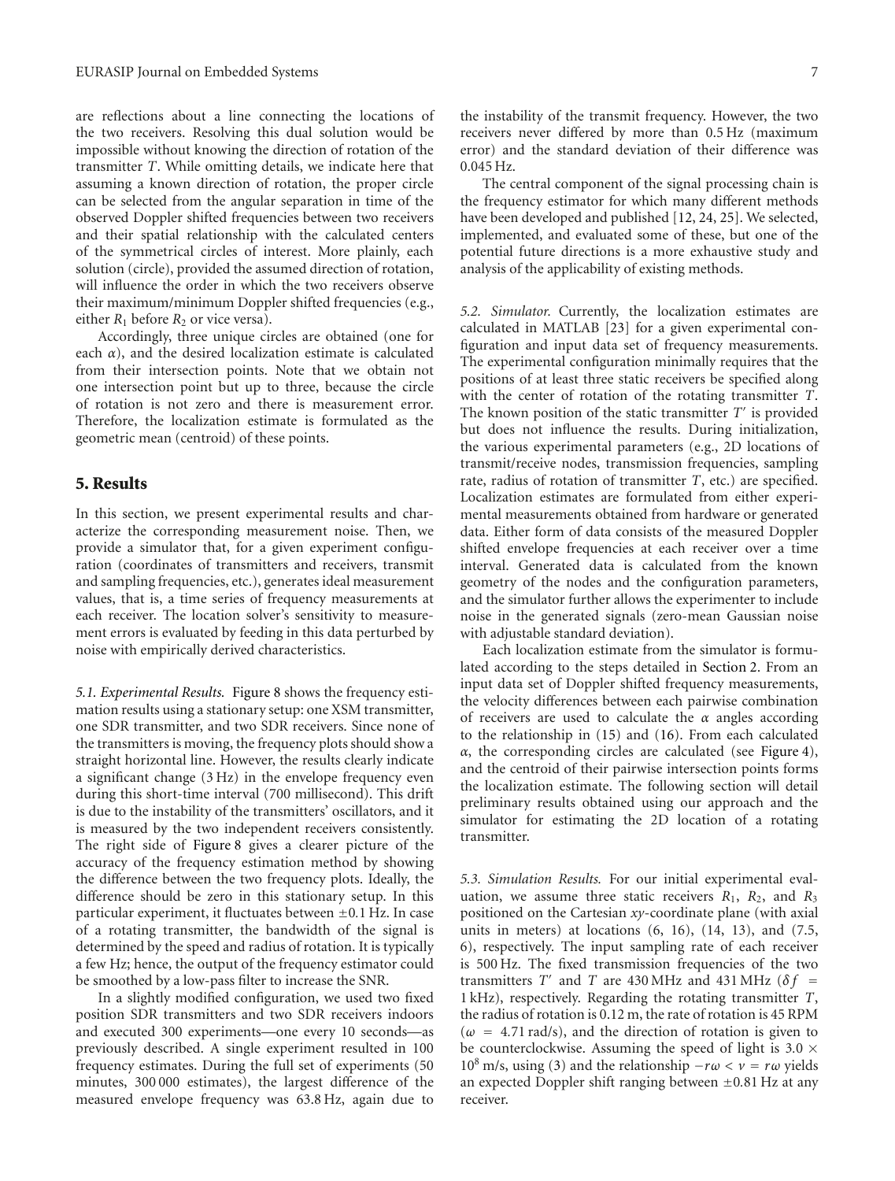are reflections about a line connecting the locations of the two receivers. Resolving this dual solution would be impossible without knowing the direction of rotation of the transmitter $T$. While omitting details, we indicate here that assuming a known direction of rotation, the proper circle can be selected from the angular separation in time of the observed Doppler shifted frequencies between two receivers and their spatial relationship with the calculated centers of the symmetrical circles of interest. More plainly, each solution (circle), provided the assumed direction of rotation, will influence the order in which the two receivers observe their maximum/minimum Doppler shifted frequencies (e.g., either $R_1$ before $R_2$ or vice versa).

Accordingly, three unique circles are obtained (one for each $\alpha$), and the desired localization estimate is calculated from their intersection points. Note that we obtain not one intersection point but up to three, because the circle of rotation is not zero and there is measurement error. Therefore, the localization estimate is formulated as the geometric mean (centroid) of these points.

## 5. Results

In this section, we present experimental results and characterize the corresponding measurement noise. Then, we provide a simulator that, for a given experiment configuration (coordinates of transmitters and receivers, transmit and sampling frequencies, etc.), generates ideal measurement values, that is, a time series of frequency measurements at each receiver. The location solver's sensitivity to measurement errors is evaluated by feeding in this data perturbed by noise with empirically derived characteristics.

*5.1. Experimental Results.* Figure 8 shows the frequency estimation results using a stationary setup: one XSM transmitter, one SDR transmitter, and two SDR receivers. Since none of the transmitters is moving, the frequency plots should show a straight horizontal line. However, the results clearly indicate a significant change (3 Hz) in the envelope frequency even during this short-time interval (700 millisecond). This drift is due to the instability of the transmitters' oscillators, and it is measured by the two independent receivers consistently. The right side of Figure 8 gives a clearer picture of the accuracy of the frequency estimation method by showing the difference between the two frequency plots. Ideally, the difference should be zero in this stationary setup. In this particular experiment, it fluctuates between $\pm 0.1$ Hz. In case of a rotating transmitter, the bandwidth of the signal is determined by the speed and radius of rotation. It is typically a few Hz; hence, the output of the frequency estimator could be smoothed by a low-pass filter to increase the SNR.

In a slightly modified configuration, we used two fixed position SDR transmitters and two SDR receivers indoors and executed 300 experiments—one every 10 seconds—as previously described. A single experiment resulted in 100 frequency estimates. During the full set of experiments (50 minutes, 300 000 estimates), the largest difference of the measured envelope frequency was 63.8 Hz, again due to the instability of the transmit frequency. However, the two receivers never differed by more than 0.5 Hz (maximum error) and the standard deviation of their difference was 0.045 Hz.

The central component of the signal processing chain is the frequency estimator for which many different methods have been developed and published [12, 24, 25]. We selected, implemented, and evaluated some of these, but one of the potential future directions is a more exhaustive study and analysis of the applicability of existing methods.

*5.2. Simulator.* Currently, the localization estimates are calculated in MATLAB [23] for a given experimental configuration and input data set of frequency measurements. The experimental configuration minimally requires that the positions of at least three static receivers be specified along with the center of rotation of the rotating transmitter $T$. The known position of the static transmitter $T'$ is provided but does not influence the results. During initialization, the various experimental parameters (e.g., 2D locations of transmit/receive nodes, transmission frequencies, sampling rate, radius of rotation of transmitter $T$, etc.) are specified. Localization estimates are formulated from either experimental measurements obtained from hardware or generated data. Either form of data consists of the measured Doppler shifted envelope frequencies at each receiver over a time interval. Generated data is calculated from the known geometry of the nodes and the configuration parameters, and the simulator further allows the experimenter to include noise in the generated signals (zero-mean Gaussian noise with adjustable standard deviation).

Each localization estimate from the simulator is formulated according to the steps detailed in Section 2. From an input data set of Doppler shifted frequency measurements, the velocity differences between each pairwise combination of receivers are used to calculate the $\alpha$ angles according to the relationship in (15) and (16). From each calculated $\alpha$, the corresponding circles are calculated (see Figure 4), and the centroid of their pairwise intersection points forms the localization estimate. The following section will detail preliminary results obtained using our approach and the simulator for estimating the 2D location of a rotating transmitter.

*5.3. Simulation Results.* For our initial experimental evaluation, we assume three static receivers $R_1$, $R_2$, and $R_3$ positioned on the Cartesian $xy$-coordinate plane (with axial units in meters) at locations (6, 16), (14, 13), and (7.5, 6), respectively. The input sampling rate of each receiver is 500 Hz. The fixed transmission frequencies of the two transmitters $T'$ and $T$ are 430 MHz and 431 MHz ($\delta f$ = 1 kHz), respectively. Regarding the rotating transmitter $T$, the radius of rotation is 0.12 m, the rate of rotation is 45 RPM ($\omega$ = 4.71 rad/s), and the direction of rotation is given to be counterclockwise. Assuming the speed of light is $3.0 \times 10^8$ m/s, using (3) and the relationship $-r\omega < v = r\omega$ yields an expected Doppler shift ranging between $\pm 0.81$ Hz at any receiver.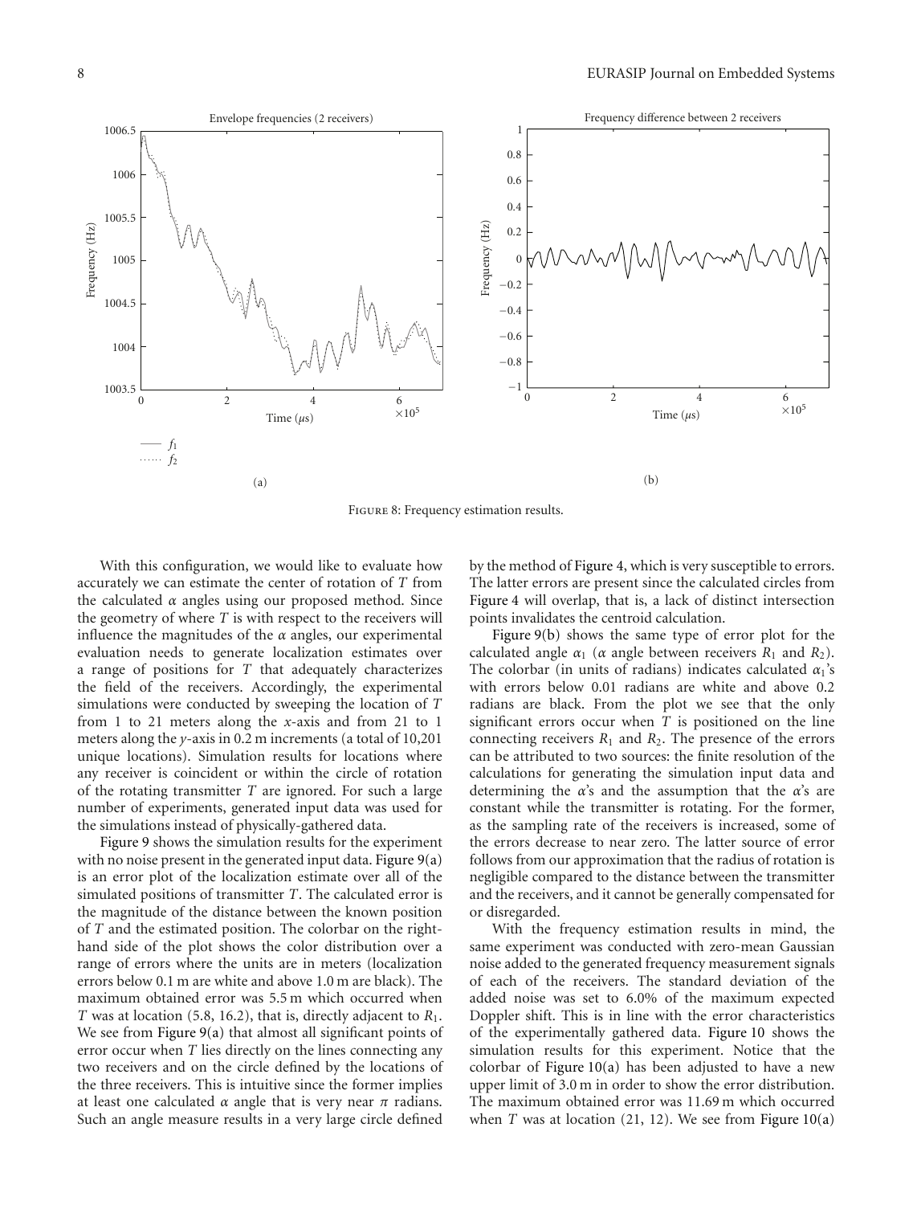Figure 8: Frequency estimation results.

With this configuration, we would like to evaluate how accurately we can estimate the center of rotation of $T$ from the calculated $\alpha$ angles using our proposed method. Since the geometry of where $T$ is with respect to the receivers will influence the magnitudes of the $\alpha$ angles, our experimental evaluation needs to generate localization estimates over a range of positions for $T$ that adequately characterizes the field of the receivers. Accordingly, the experimental simulations were conducted by sweeping the location of $T$ from 1 to 21 meters along the $x$-axis and from 21 to 1 meters along the $y$-axis in 0.2 m increments (a total of 10,201 unique locations). Simulation results for locations where any receiver is coincident or within the circle of rotation of the rotating transmitter $T$ are ignored. For such a large number of experiments, generated input data was used for the simulations instead of physically-gathered data.

Figure 9 shows the simulation results for the experiment with no noise present in the generated input data. Figure 9(a) is an error plot of the localization estimate over all of the simulated positions of transmitter $T$. The calculated error is the magnitude of the distance between the known position of $T$ and the estimated position. The colorbar on the right-hand side of the plot shows the color distribution over a range of errors where the units are in meters (localization errors below 0.1 m are white and above 1.0 m are black). The maximum obtained error was 5.5 m which occurred when $T$ was at location (5.8, 16.2), that is, directly adjacent to $R_1$. We see from Figure 9(a) that almost all significant points of error occur when $T$ lies directly on the lines connecting any two receivers and on the circle defined by the locations of the three receivers. This is intuitive since the former implies at least one calculated $\alpha$ angle that is very near $\pi$ radians. Such an angle measure results in a very large circle defined by the method of Figure 4, which is very susceptible to errors. The latter errors are present since the calculated circles from Figure 4 will overlap, that is, a lack of distinct intersection points invalidates the centroid calculation.

Figure 9(b) shows the same type of error plot for the calculated angle $\alpha_1$ ($\alpha$ angle between receivers $R_1$ and $R_2$). The colorbar (in units of radians) indicates calculated $\alpha_1$'s with errors below 0.01 radians are white and above 0.2 radians are black. From the plot we see that the only significant errors occur when $T$ is positioned on the line connecting receivers $R_1$ and $R_2$. The presence of the errors can be attributed to two sources: the finite resolution of the calculations for generating the simulation input data and determining the $\alpha$'s and the assumption that the $\alpha$'s are constant while the transmitter is rotating. For the former, as the sampling rate of the receivers is increased, some of the errors decrease to near zero. The latter source of error follows from our approximation that the radius of rotation is negligible compared to the distance between the transmitter and the receivers, and it cannot be generally compensated for or disregarded.

With the frequency estimation results in mind, the same experiment was conducted with zero-mean Gaussian noise added to the generated frequency measurement signals of each of the receivers. The standard deviation of the added noise was set to 6.0% of the maximum expected Doppler shift. This is in line with the error characteristics of the experimentally gathered data. Figure 10 shows the simulation results for this experiment. Notice that the colorbar of Figure 10(a) has been adjusted to have a new upper limit of 3.0 m in order to show the error distribution. The maximum obtained error was 11.69 m which occurred when $T$ was at location (21, 12). We see from Figure 10(a)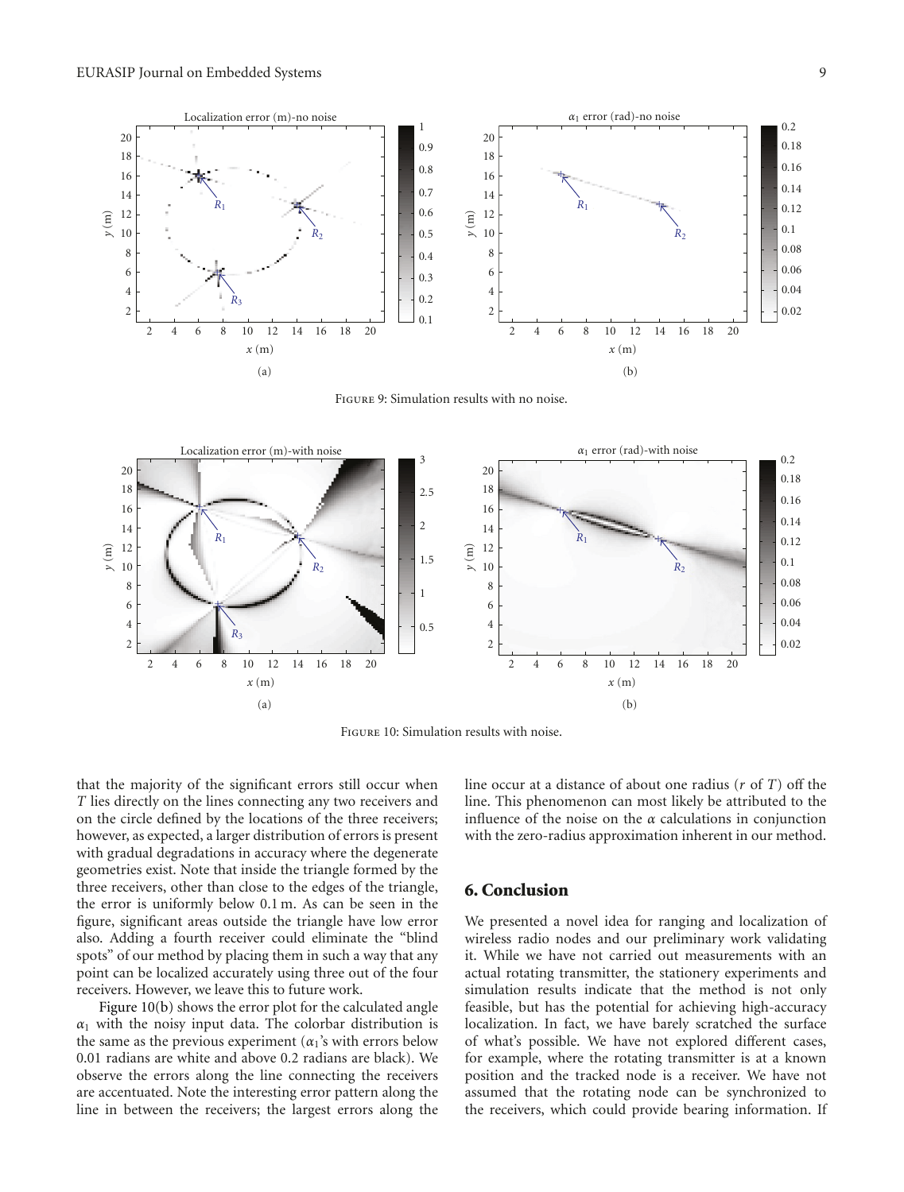Figure 9: Simulation results with no noise.

Figure 10: Simulation results with noise.

that the majority of the significant errors still occur when $T$ lies directly on the lines connecting any two receivers and on the circle defined by the locations of the three receivers; however, as expected, a larger distribution of errors is present with gradual degradations in accuracy where the degenerate geometries exist. Note that inside the triangle formed by the three receivers, other than close to the edges of the triangle, the error is uniformly below 0.1 m. As can be seen in the figure, significant areas outside the triangle have low error also. Adding a fourth receiver could eliminate the "blind spots" of our method by placing them in such a way that any point can be localized accurately using three out of the four receivers. However, we leave this to future work.

Figure 10(b) shows the error plot for the calculated angle $\alpha_1$ with the noisy input data. The colorbar distribution is the same as the previous experiment ($\alpha_1$'s with errors below 0.01 radians are white and above 0.2 radians are black). We observe the errors along the line connecting the receivers are accentuated. Note the interesting error pattern along the line in between the receivers; the largest errors along the line occur at a distance of about one radius ($r$ of $T$) off the line. This phenomenon can most likely be attributed to the influence of the noise on the $\alpha$ calculations in conjunction with the zero-radius approximation inherent in our method.

## 6. Conclusion

We presented a novel idea for ranging and localization of wireless radio nodes and our preliminary work validating it. While we have not carried out measurements with an actual rotating transmitter, the stationery experiments and simulation results indicate that the method is not only feasible, but has the potential for achieving high-accuracy localization. In fact, we have barely scratched the surface of what's possible. We have not explored different cases, for example, where the rotating transmitter is at a known position and the tracked node is a receiver. We have not assumed that the rotating node can be synchronized to the receivers, which could provide bearing information. If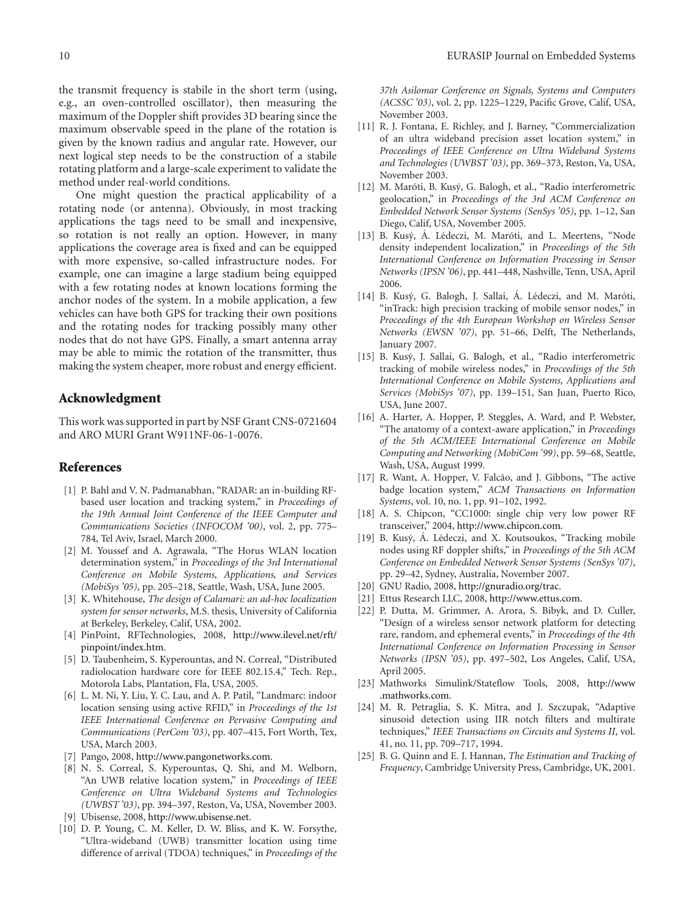the transmit frequency is stabile in the short term (using, e.g., an oven-controlled oscillator), then measuring the maximum of the Doppler shift provides 3D bearing since the maximum observable speed in the plane of the rotation is given by the known radius and angular rate. However, our next logical step needs to be the construction of a stabile rotating platform and a large-scale experiment to validate the method under real-world conditions.

One might question the practical applicability of a rotating node (or antenna). Obviously, in most tracking applications the tags need to be small and inexpensive, so rotation is not really an option. However, in many applications the coverage area is fixed and can be equipped with more expensive, so-called infrastructure nodes. For example, one can imagine a large stadium being equipped with a few rotating nodes at known locations forming the anchor nodes of the system. In a mobile application, a few vehicles can have both GPS for tracking their own positions and the rotating nodes for tracking possibly many other nodes that do not have GPS. Finally, a smart antenna array may be able to mimic the rotation of the transmitter, thus making the system cheaper, more robust and energy efficient.

## Acknowledgment

This work was supported in part by NSF Grant CNS-0721604 and ARO MURI Grant W911NF-06-1-0076.

## References

[1] P. Bahl and V. N. Padmanabhan, "RADAR: an in-building RF-based user location and tracking system," in *Proceedings of the 19th Annual Joint Conference of the IEEE Computer and Communications Societies (INFOCOM '00)*, vol. 2, pp. 775–784, Tel Aviv, Israel, March 2000.

[2] M. Youssef and A. Agrawala, "The Horus WLAN location determination system," in *Proceedings of the 3rd International Conference on Mobile Systems, Applications, and Services (MobiSys '05)*, pp. 205–218, Seattle, Wash, USA, June 2005.

[3] K. Whitehouse, *The design of Calamari: an ad-hoc localization system for sensor networks*, M.S. thesis, University of California at Berkeley, Berkeley, Calif, USA, 2002.

[4] PinPoint, RFTechnologies, 2008, http://www.ilevel.net/rft/pinpoint/index.htm.

[5] D. Taubenheim, S. Kyperountas, and N. Correal, "Distributed radiolocation hardware core for IEEE 802.15.4," Tech. Rep., Motorola Labs, Plantation, Fla, USA, 2005.

[6] L. M. Ni, Y. Liu, Y. C. Lau, and A. P. Patil, "Landmarc: indoor location sensing using active RFID," in *Proceedings of the 1st IEEE International Conference on Pervasive Computing and Communications (PerCom '03)*, pp. 407–415, Fort Worth, Tex, USA, March 2003.

[7] Pango, 2008, http://www.pangonetworks.com.

[8] N. S. Correal, S. Kyperountas, Q. Shi, and M. Welborn, "An UWB relative location system," in *Proceedings of IEEE Conference on Ultra Wideband Systems and Technologies (UWBST '03)*, pp. 394–397, Reston, Va, USA, November 2003.

[9] Ubisense, 2008, http://www.ubisense.net.

[10] D. P. Young, C. M. Keller, D. W. Bliss, and K. W. Forsythe, "Ultra-wideband (UWB) transmitter location using time difference of arrival (TDOA) techniques," in *Proceedings of the 37th Asilomar Conference on Signals, Systems and Computers (ACSSC '03)*, vol. 2, pp. 1225–1229, Pacific Grove, Calif, USA, November 2003.

[11] R. J. Fontana, E. Richley, and J. Barney, "Commercialization of an ultra wideband precision asset location system," in *Proceedings of IEEE Conference on Ultra Wideband Systems and Technologies (UWBST '03)*, pp. 369–373, Reston, Va, USA, November 2003.

[12] M. Maróti, B. Kusý, G. Balogh, et al., "Radio interferometric geolocation," in *Proceedings of the 3rd ACM Conference on Embedded Network Sensor Systems (SenSys '05)*, pp. 1–12, San Diego, Calif, USA, November 2005.

[13] B. Kusý, Á. Lédeczi, M. Maróti, and L. Meertens, "Node density independent localization," in *Proceedings of the 5th International Conference on Information Processing in Sensor Networks (IPSN '06)*, pp. 441–448, Nashville, Tenn, USA, April 2006.

[14] B. Kusý, G. Balogh, J. Sallai, Á. Lédeczi, and M. Maróti, "inTrack: high precision tracking of mobile sensor nodes," in *Proceedings of the 4th European Workshop on Wireless Sensor Networks (EWSN '07)*, pp. 51–66, Delft, The Netherlands, January 2007.

[15] B. Kusý, J. Sallai, G. Balogh, et al., "Radio interferometric tracking of mobile wireless nodes," in *Proceedings of the 5th International Conference on Mobile Systems, Applications and Services (MobiSys '07)*, pp. 139–151, San Juan, Puerto Rico, USA, June 2007.

[16] A. Harter, A. Hopper, P. Steggles, A. Ward, and P. Webster, "The anatomy of a context-aware application," in *Proceedings of the 5th ACM/IEEE International Conference on Mobile Computing and Networking (MobiCom '99)*, pp. 59–68, Seattle, Wash, USA, August 1999.

[17] R. Want, A. Hopper, V. Falcão, and J. Gibbons, "The active badge location system," *ACM Transactions on Information Systems*, vol. 10, no. 1, pp. 91–102, 1992.

[18] A. S. Chipcon, "CC1000: single chip very low power RF transceiver," 2004, http://www.chipcon.com.

[19] B. Kusý, Á. Lédeczi, and X. Koutsoukos, "Tracking mobile nodes using RF doppler shifts," in *Proceedings of the 5th ACM Conference on Embedded Network Sensor Systems (SenSys '07)*, pp. 29–42, Sydney, Australia, November 2007.

[20] GNU Radio, 2008, http://gnuradio.org/trac.

[21] Ettus Research LLC, 2008, http://www.ettus.com.

[22] P. Dutta, M. Grimmer, A. Arora, S. Bibyk, and D. Culler, "Design of a wireless sensor network platform for detecting rare, random, and ephemeral events," in *Proceedings of the 4th International Conference on Information Processing in Sensor Networks (IPSN '05)*, pp. 497–502, Los Angeles, Calif, USA, April 2005.

[23] Mathworks Simulink/Stateflow Tools, 2008, http://www.mathworks.com.

[24] M. R. Petraglia, S. K. Mitra, and J. Szczupak, "Adaptive sinusoid detection using IIR notch filters and multirate techniques," *IEEE Transactions on Circuits and Systems II*, vol. 41, no. 11, pp. 709–717, 1994.

[25] B. G. Quinn and E. J. Hannan, *The Estimation and Tracking of Frequency*, Cambridge University Press, Cambridge, UK, 2001.